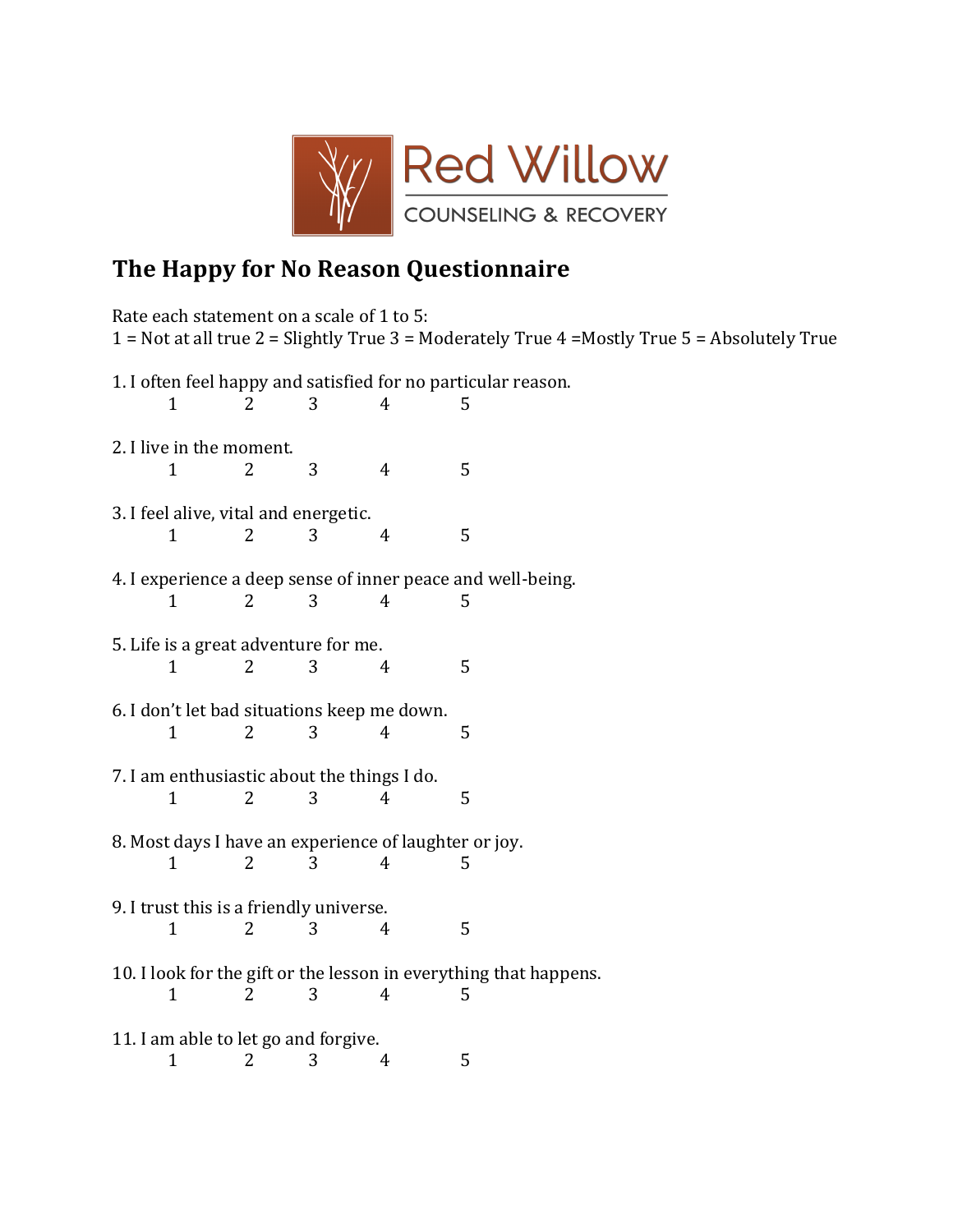Red Willow
COUNSELING & RECOVERY

# The Happy for No Reason Questionnaire

Rate each statement on a scale of 1 to 5:
1 = Not at all true 2 = Slightly True 3 = Moderately True 4 =Mostly True 5 = Absolutely True

1. I often feel happy and satisfied for no particular reason.
   1 2 3 4 5

2. I live in the moment.
   1 2 3 4 5

3. I feel alive, vital and energetic.
   1 2 3 4 5

4. I experience a deep sense of inner peace and well-being.
   1 2 3 4 5

5. Life is a great adventure for me.
   1 2 3 4 5

6. I don't let bad situations keep me down.
   1 2 3 4 5

7. I am enthusiastic about the things I do.
   1 2 3 4 5

8. Most days I have an experience of laughter or joy.
   1 2 3 4 5

9. I trust this is a friendly universe.
   1 2 3 4 5

10. I look for the gift or the lesson in everything that happens.
    1 2 3 4 5

11. I am able to let go and forgive.
    1 2 3 4 5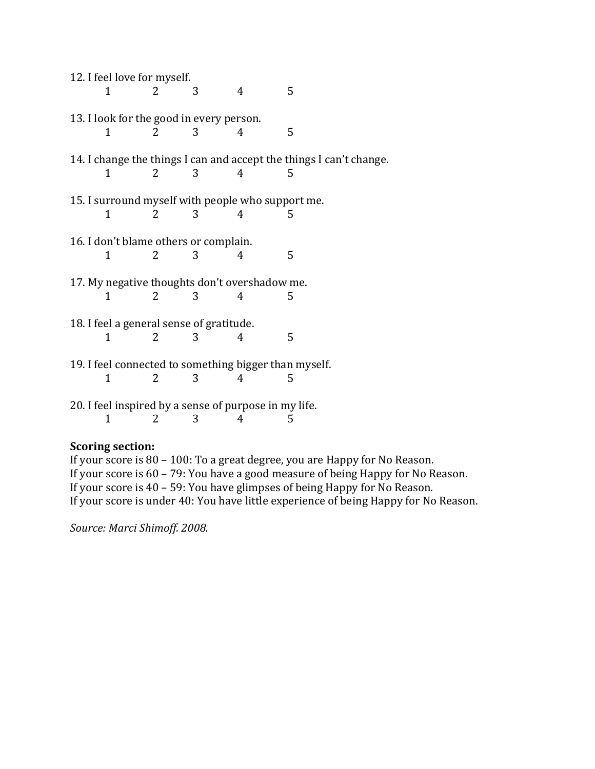12. I feel love for myself.

    1 2 3 4 5

13. I look for the good in every person.

    1 2 3 4 5

14. I change the things I can and accept the things I can't change.

    1 2 3 4 5

15. I surround myself with people who support me.

    1 2 3 4 5

16. I don't blame others or complain.

    1 2 3 4 5

17. My negative thoughts don't overshadow me.

    1 2 3 4 5

18. I feel a general sense of gratitude.

    1 2 3 4 5

19. I feel connected to something bigger than myself.

    1 2 3 4 5

20. I feel inspired by a sense of purpose in my life.

    1 2 3 4 5

**Scoring section:**

If your score is 80 – 100: To a great degree, you are Happy for No Reason.
If your score is 60 – 79: You have a good measure of being Happy for No Reason.
If your score is 40 – 59: You have glimpses of being Happy for No Reason.
If your score is under 40: You have little experience of being Happy for No Reason.

*Source: Marci Shimoff. 2008.*